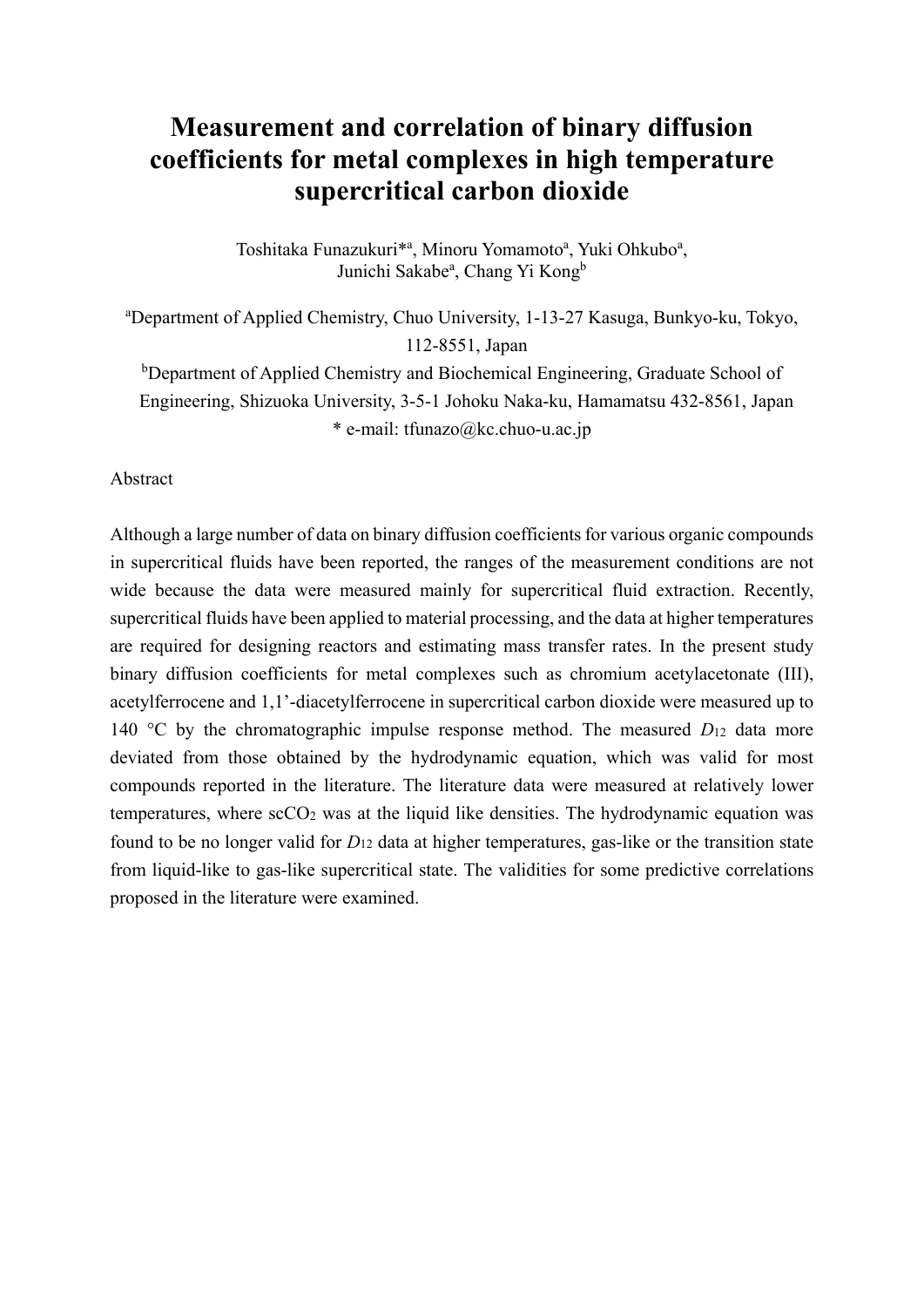# Measurement and correlation of binary diffusion coefficients for metal complexes in high temperature supercritical carbon dioxide

Toshitaka Funazukuri*[a], Minoru Yomamoto[a], Yuki Ohkubo[a], Junichi Sakabe[a], Chang Yi Kong[b]

[a]Department of Applied Chemistry, Chuo University, 1-13-27 Kasuga, Bunkyo-ku, Tokyo, 112-8551, Japan

[b]Department of Applied Chemistry and Biochemical Engineering, Graduate School of Engineering, Shizuoka University, 3-5-1 Johoku Naka-ku, Hamamatsu 432-8561, Japan

* e-mail: tfunazo@kc.chuo-u.ac.jp

Abstract

Although a large number of data on binary diffusion coefficients for various organic compounds in supercritical fluids have been reported, the ranges of the measurement conditions are not wide because the data were measured mainly for supercritical fluid extraction. Recently, supercritical fluids have been applied to material processing, and the data at higher temperatures are required for designing reactors and estimating mass transfer rates. In the present study binary diffusion coefficients for metal complexes such as chromium acetylacetonate (III), acetylferrocene and 1,1'-diacetylferrocene in supercritical carbon dioxide were measured up to 140 °C by the chromatographic impulse response method. The measured $D_{12}$ data more deviated from those obtained by the hydrodynamic equation, which was valid for most compounds reported in the literature. The literature data were measured at relatively lower temperatures, where $scCO_2$ was at the liquid like densities. The hydrodynamic equation was found to be no longer valid for $D_{12}$ data at higher temperatures, gas-like or the transition state from liquid-like to gas-like supercritical state. The validities for some predictive correlations proposed in the literature were examined.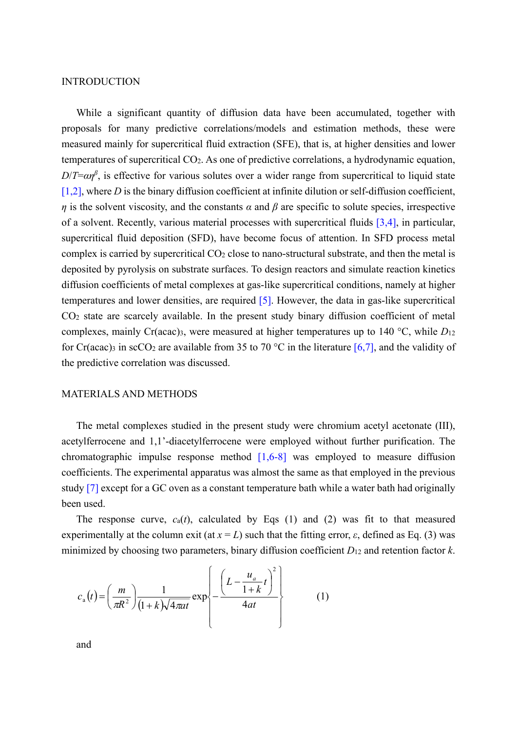## INTRODUCTION

While a significant quantity of diffusion data have been accumulated, together with proposals for many predictive correlations/models and estimation methods, these were measured mainly for supercritical fluid extraction (SFE), that is, at higher densities and lower temperatures of supercritical $CO_2$. As one of predictive correlations, a hydrodynamic equation, $D/T=\alpha\eta^{\beta}$, is effective for various solutes over a wider range from supercritical to liquid state [1,2], where $D$ is the binary diffusion coefficient at infinite dilution or self-diffusion coefficient, $\eta$ is the solvent viscosity, and the constants $\alpha$ and $\beta$ are specific to solute species, irrespective of a solvent. Recently, various material processes with supercritical fluids [3,4], in particular, supercritical fluid deposition (SFD), have become focus of attention. In SFD process metal complex is carried by supercritical $CO_2$ close to nano-structural substrate, and then the metal is deposited by pyrolysis on substrate surfaces. To design reactors and simulate reaction kinetics diffusion coefficients of metal complexes at gas-like supercritical conditions, namely at higher temperatures and lower densities, are required [5]. However, the data in gas-like supercritical $CO_2$ state are scarcely available. In the present study binary diffusion coefficient of metal complexes, mainly $Cr(acac)_3$, were measured at higher temperatures up to 140 °C, while $D_{12}$ for $Cr(acac)_3$ in $scCO_2$ are available from 35 to 70 °C in the literature [6,7], and the validity of the predictive correlation was discussed.

## MATERIALS AND METHODS

The metal complexes studied in the present study were chromium acetyl acetonate (III), acetylferrocene and 1,1'-diacetylferrocene were employed without further purification. The chromatographic impulse response method [1,6-8] was employed to measure diffusion coefficients. The experimental apparatus was almost the same as that employed in the previous study [7] except for a GC oven as a constant temperature bath while a water bath had originally been used.

The response curve, $c_a(t)$, calculated by Eqs (1) and (2) was fit to that measured experimentally at the column exit (at $x = L$) such that the fitting error, $\varepsilon$, defined as Eq. (3) was minimized by choosing two parameters, binary diffusion coefficient $D_{12}$ and retention factor $k$.

$$c_a(t) = \left(\frac{m}{\pi R^2}\right)\frac{1}{(1+k)\sqrt{4\pi a t}}\exp\left\{-\frac{\left(L-\dfrac{u_a}{1+k}t\right)^2}{4at}\right\} \qquad (1)$$

and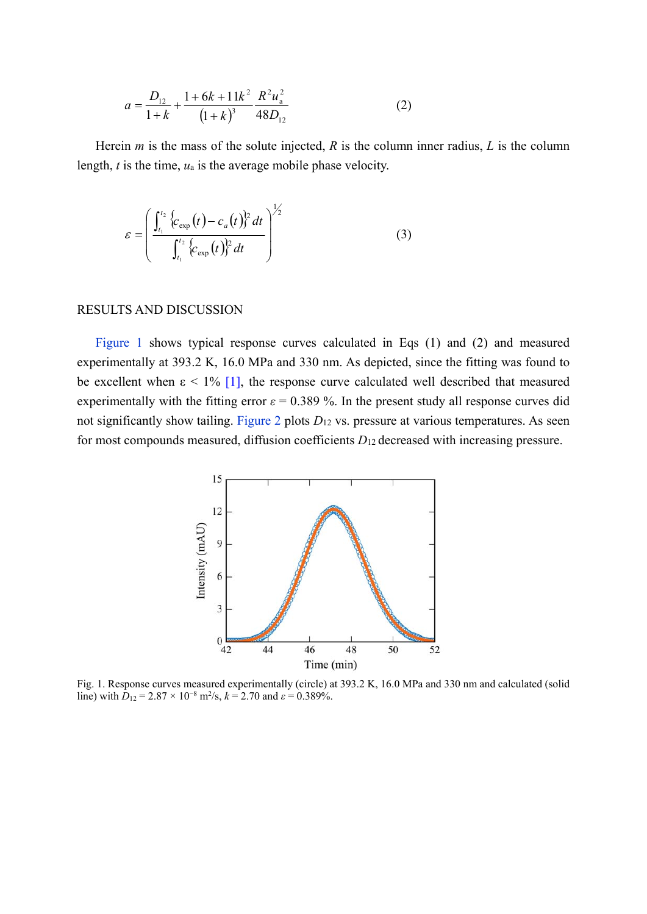$$a = \frac{D_{12}}{1+k} + \frac{1+6k+11k^2}{(1+k)^3}\frac{R^2 u_a^2}{48D_{12}} \tag{2}$$

Herein $m$ is the mass of the solute injected, $R$ is the column inner radius, $L$ is the column length, $t$ is the time, $u_a$ is the average mobile phase velocity.

$$\varepsilon = \left( \frac{\int_{t_1}^{t_2} \{c_{\exp}(t) - c_a(t)\}^2 dt}{\int_{t_1}^{t_2} \{c_{\exp}(t)\}^2 dt} \right)^{1/2} \tag{3}$$

## RESULTS AND DISCUSSION

Figure 1 shows typical response curves calculated in Eqs (1) and (2) and measured experimentally at 393.2 K, 16.0 MPa and 330 nm. As depicted, since the fitting was found to be excellent when $\varepsilon$ < 1% [1], the response curve calculated well described that measured experimentally with the fitting error $\varepsilon$ = 0.389 %. In the present study all response curves did not significantly show tailing. Figure 2 plots $D_{12}$ vs. pressure at various temperatures. As seen for most compounds measured, diffusion coefficients $D_{12}$ decreased with increasing pressure.

Fig. 1. Response curves measured experimentally (circle) at 393.2 K, 16.0 MPa and 330 nm and calculated (solid line) with $D_{12} = 2.87 \times 10^{-8}$ m$^2$/s, $k$ = 2.70 and $\varepsilon$ = 0.389%.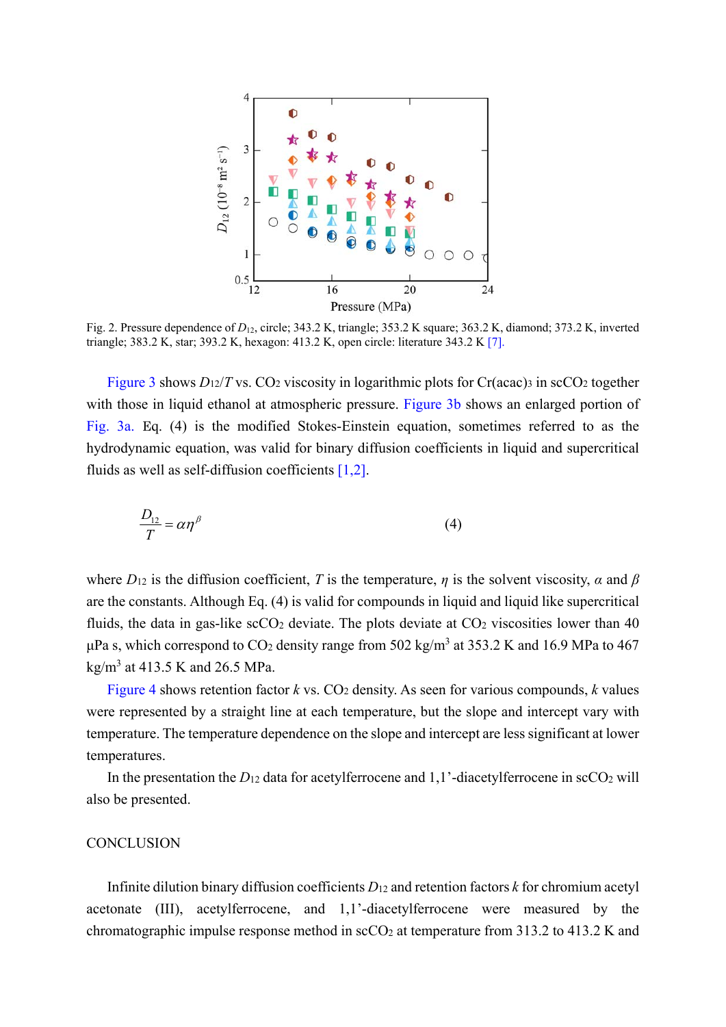Fig. 2. Pressure dependence of $D_{12}$, circle; 343.2 K, triangle; 353.2 K square; 363.2 K, diamond; 373.2 K, inverted triangle; 383.2 K, star; 393.2 K, hexagon: 413.2 K, open circle: literature 343.2 K [7].

Figure 3 shows $D_{12}/T$ vs. $CO_2$ viscosity in logarithmic plots for $Cr(acac)_3$ in $scCO_2$ together with those in liquid ethanol at atmospheric pressure. Figure 3b shows an enlarged portion of Fig. 3a. Eq. (4) is the modified Stokes-Einstein equation, sometimes referred to as the hydrodynamic equation, was valid for binary diffusion coefficients in liquid and supercritical fluids as well as self-diffusion coefficients [1,2].

$$\frac{D_{12}}{T} = \alpha \eta^{\beta} \tag{4}$$

where $D_{12}$ is the diffusion coefficient, $T$ is the temperature, $\eta$ is the solvent viscosity, $\alpha$ and $\beta$ are the constants. Although Eq. (4) is valid for compounds in liquid and liquid like supercritical fluids, the data in gas-like $scCO_2$ deviate. The plots deviate at $CO_2$ viscosities lower than 40 μPa s, which correspond to $CO_2$ density range from 502 kg/m$^3$ at 353.2 K and 16.9 MPa to 467 kg/m$^3$ at 413.5 K and 26.5 MPa.

Figure 4 shows retention factor $k$ vs. $CO_2$ density. As seen for various compounds, $k$ values were represented by a straight line at each temperature, but the slope and intercept vary with temperature. The temperature dependence on the slope and intercept are less significant at lower temperatures.

In the presentation the $D_{12}$ data for acetylferrocene and 1,1'-diacetylferrocene in $scCO_2$ will also be presented.

## CONCLUSION

Infinite dilution binary diffusion coefficients $D_{12}$ and retention factors $k$ for chromium acetyl acetonate (III), acetylferrocene, and 1,1'-diacetylferrocene were measured by the chromatographic impulse response method in $scCO_2$ at temperature from 313.2 to 413.2 K and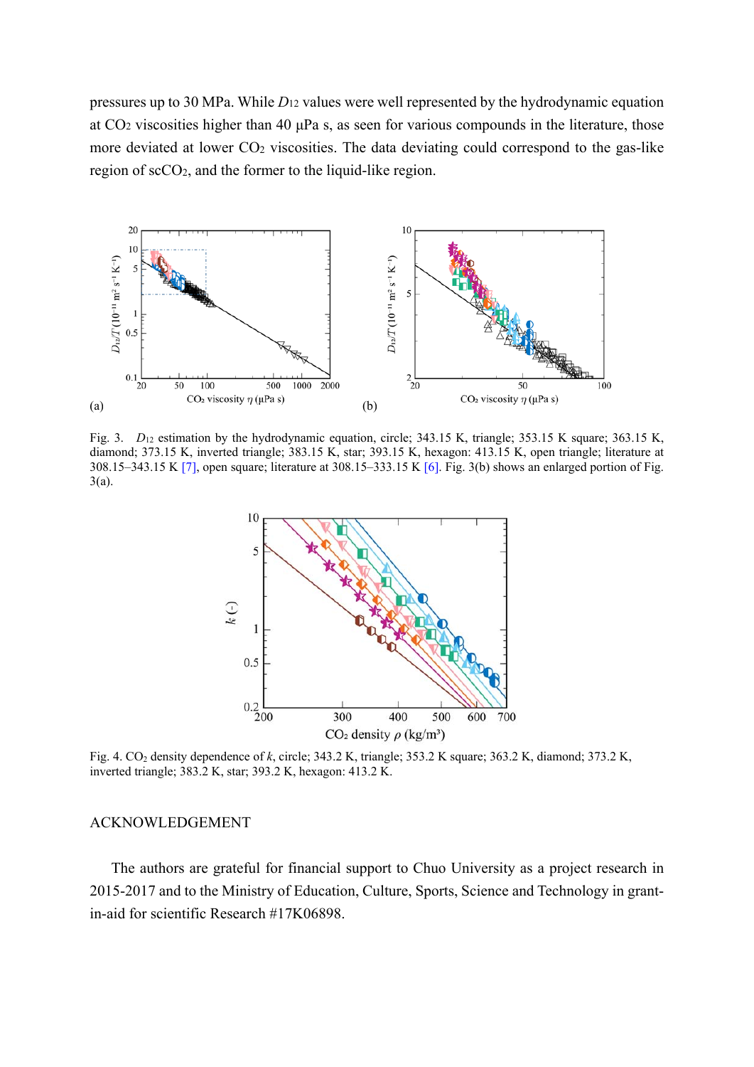pressures up to 30 MPa. While $D_{12}$ values were well represented by the hydrodynamic equation at $CO_2$ viscosities higher than 40 μPa s, as seen for various compounds in the literature, those more deviated at lower $CO_2$ viscosities. The data deviating could correspond to the gas-like region of $scCO_2$, and the former to the liquid-like region.

Fig. 3. $D_{12}$ estimation by the hydrodynamic equation, circle; 343.15 K, triangle; 353.15 K square; 363.15 K, diamond; 373.15 K, inverted triangle; 383.15 K, star; 393.15 K, hexagon: 413.15 K, open triangle; literature at 308.15–343.15 K [7], open square; literature at 308.15–333.15 K [6]. Fig. 3(b) shows an enlarged portion of Fig. 3(a).

Fig. 4. $CO_2$ density dependence of $k$, circle; 343.2 K, triangle; 353.2 K square; 363.2 K, diamond; 373.2 K, inverted triangle; 383.2 K, star; 393.2 K, hexagon: 413.2 K.

## ACKNOWLEDGEMENT

The authors are grateful for financial support to Chuo University as a project research in 2015-2017 and to the Ministry of Education, Culture, Sports, Science and Technology in grant-in-aid for scientific Research #17K06898.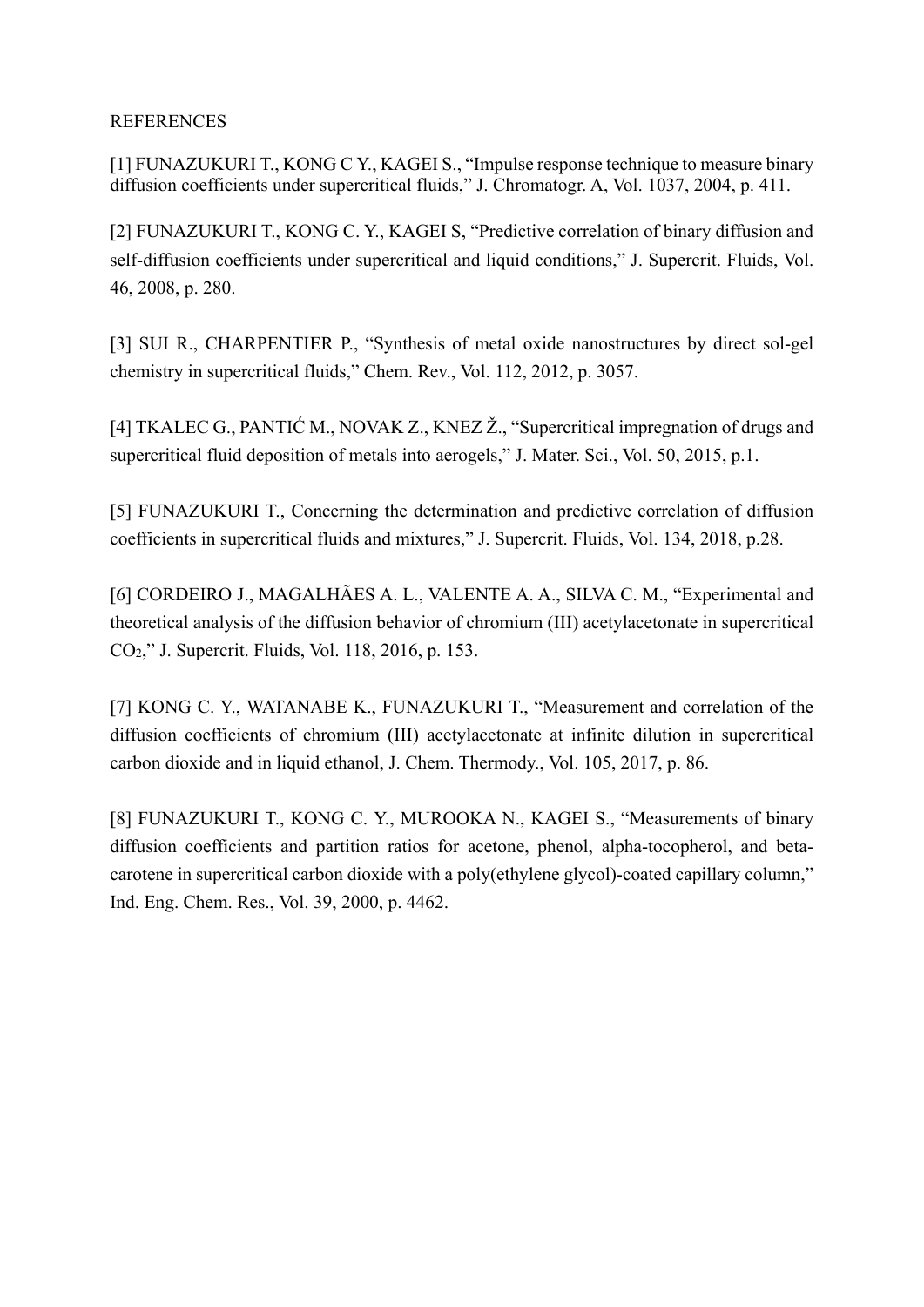REFERENCES

[1] FUNAZUKURI T., KONG C Y., KAGEI S., “Impulse response technique to measure binary diffusion coefficients under supercritical fluids,” J. Chromatogr. A, Vol. 1037, 2004, p. 411.

[2] FUNAZUKURI T., KONG C. Y., KAGEI S, “Predictive correlation of binary diffusion and self-diffusion coefficients under supercritical and liquid conditions,” J. Supercrit. Fluids, Vol. 46, 2008, p. 280.

[3] SUI R., CHARPENTIER P., “Synthesis of metal oxide nanostructures by direct sol-gel chemistry in supercritical fluids,” Chem. Rev., Vol. 112, 2012, p. 3057.

[4] TKALEC G., PANTIĆ M., NOVAK Z., KNEZ Ž., “Supercritical impregnation of drugs and supercritical fluid deposition of metals into aerogels,” J. Mater. Sci., Vol. 50, 2015, p.1.

[5] FUNAZUKURI T., Concerning the determination and predictive correlation of diffusion coefficients in supercritical fluids and mixtures,” J. Supercrit. Fluids, Vol. 134, 2018, p.28.

[6] CORDEIRO J., MAGALHÃES A. L., VALENTE A. A., SILVA C. M., “Experimental and theoretical analysis of the diffusion behavior of chromium (III) acetylacetonate in supercritical $CO_2$,” J. Supercrit. Fluids, Vol. 118, 2016, p. 153.

[7] KONG C. Y., WATANABE K., FUNAZUKURI T., “Measurement and correlation of the diffusion coefficients of chromium (III) acetylacetonate at infinite dilution in supercritical carbon dioxide and in liquid ethanol, J. Chem. Thermody., Vol. 105, 2017, p. 86.

[8] FUNAZUKURI T., KONG C. Y., MUROOKA N., KAGEI S., “Measurements of binary diffusion coefficients and partition ratios for acetone, phenol, alpha-tocopherol, and beta-carotene in supercritical carbon dioxide with a poly(ethylene glycol)-coated capillary column,” Ind. Eng. Chem. Res., Vol. 39, 2000, p. 4462.